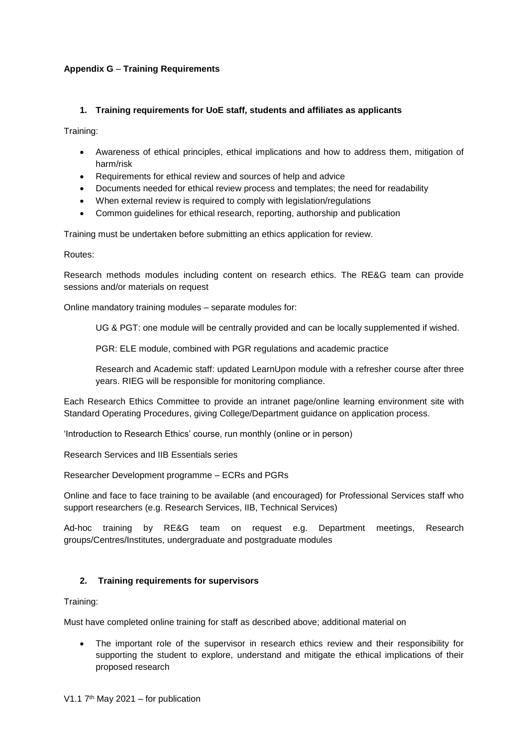**Appendix G – Training Requirements**

**1. Training requirements for UoE staff, students and affiliates as applicants**

Training:

- Awareness of ethical principles, ethical implications and how to address them, mitigation of harm/risk
- Requirements for ethical review and sources of help and advice
- Documents needed for ethical review process and templates; the need for readability
- When external review is required to comply with legislation/regulations
- Common guidelines for ethical research, reporting, authorship and publication

Training must be undertaken before submitting an ethics application for review.

Routes:

Research methods modules including content on research ethics. The RE&G team can provide sessions and/or materials on request

Online mandatory training modules – separate modules for:

> UG & PGT: one module will be centrally provided and can be locally supplemented if wished.
>
> PGR: ELE module, combined with PGR regulations and academic practice
>
> Research and Academic staff: updated LearnUpon module with a refresher course after three years. RIEG will be responsible for monitoring compliance.

Each Research Ethics Committee to provide an intranet page/online learning environment site with Standard Operating Procedures, giving College/Department guidance on application process.

'Introduction to Research Ethics' course, run monthly (online or in person)

Research Services and IIB Essentials series

Researcher Development programme – ECRs and PGRs

Online and face to face training to be available (and encouraged) for Professional Services staff who support researchers (e.g. Research Services, IIB, Technical Services)

Ad-hoc training by RE&G team on request e.g. Department meetings, Research groups/Centres/Institutes, undergraduate and postgraduate modules

**2. Training requirements for supervisors**

Training:

Must have completed online training for staff as described above; additional material on

- The important role of the supervisor in research ethics review and their responsibility for supporting the student to explore, understand and mitigate the ethical implications of their proposed research

V1.1 7th May 2021 – for publication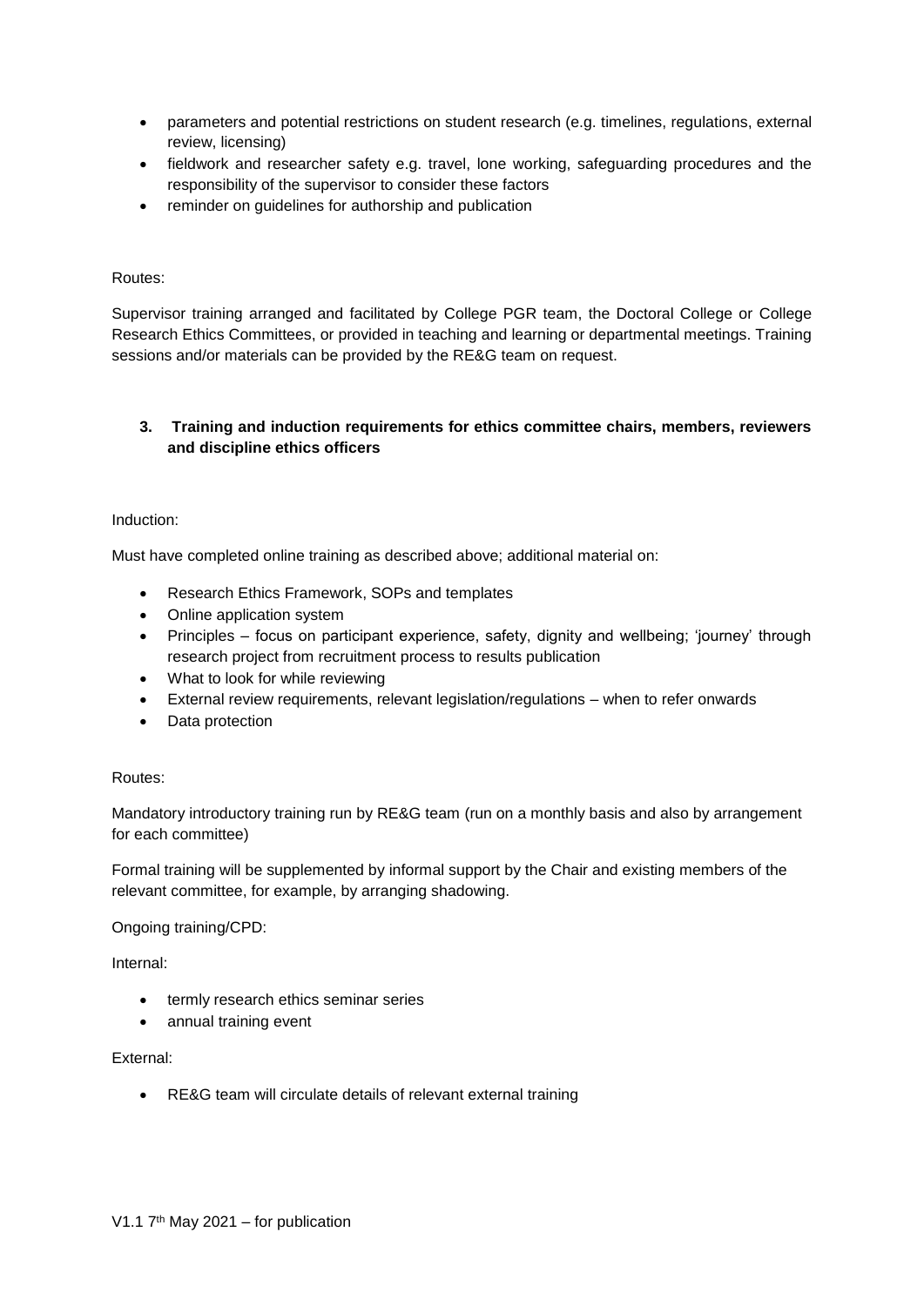- parameters and potential restrictions on student research (e.g. timelines, regulations, external review, licensing)
- fieldwork and researcher safety e.g. travel, lone working, safeguarding procedures and the responsibility of the supervisor to consider these factors
- reminder on guidelines for authorship and publication

Routes:

Supervisor training arranged and facilitated by College PGR team, the Doctoral College or College Research Ethics Committees, or provided in teaching and learning or departmental meetings. Training sessions and/or materials can be provided by the RE&G team on request.

### 3. Training and induction requirements for ethics committee chairs, members, reviewers and discipline ethics officers

Induction:

Must have completed online training as described above; additional material on:

- Research Ethics Framework, SOPs and templates
- Online application system
- Principles – focus on participant experience, safety, dignity and wellbeing; 'journey' through research project from recruitment process to results publication
- What to look for while reviewing
- External review requirements, relevant legislation/regulations – when to refer onwards
- Data protection

Routes:

Mandatory introductory training run by RE&G team (run on a monthly basis and also by arrangement for each committee)

Formal training will be supplemented by informal support by the Chair and existing members of the relevant committee, for example, by arranging shadowing.

Ongoing training/CPD:

Internal:

- termly research ethics seminar series
- annual training event

External:

- RE&G team will circulate details of relevant external training

V1.1 7th May 2021 – for publication